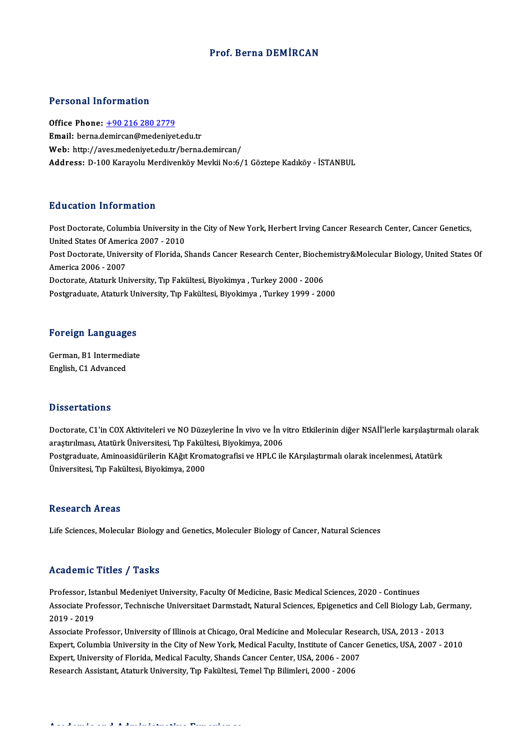# Prof. Berna DEMİRCAN

## Personal Information

**Office Phone:** +90 216 280 2779
**Email:** berna.demircan@medeniyet.edu.tr
**Web:** http://aves.medeniyet.edu.tr/berna.demircan/
**Address:** D-100 Karayolu Merdivenköy Mevkii No:6/1 Göztepe Kadıköy - İSTANBUL

## Education Information

Post Doctorate, Columbia University in the City of New York, Herbert Irving Cancer Research Center, Cancer Genetics, United States Of America 2007 - 2010
Post Doctorate, University of Florida, Shands Cancer Research Center, Biochemistry&Molecular Biology, United States Of America 2006 - 2007
Doctorate, Ataturk University, Tıp Fakültesi, Biyokimya , Turkey 2000 - 2006
Postgraduate, Ataturk University, Tıp Fakültesi, Biyokimya , Turkey 1999 - 2000

## Foreign Languages

German, B1 Intermediate
English, C1 Advanced

## Dissertations

Doctorate, C1'in COX Aktiviteleri ve NO Düzeylerine İn vivo ve İn vitro Etkilerinin diğer NSAİİ'lerle karşılaştırmalı olarak araştırılması, Atatürk Üniversitesi, Tıp Fakültesi, Biyokimya, 2006
Postgraduate, Aminoasidürilerin KAğıt Kromatografisi ve HPLC ile KArşılaştırmalı olarak incelenmesi, Atatürk Üniversitesi, Tıp Fakültesi, Biyokimya, 2000

## Research Areas

Life Sciences, Molecular Biology and Genetics, Moleculer Biology of Cancer, Natural Sciences

## Academic Titles / Tasks

Professor, Istanbul Medeniyet University, Faculty Of Medicine, Basic Medical Sciences, 2020 - Continues
Associate Professor, Technische Universitaet Darmstadt, Natural Sciences, Epigenetics and Cell Biology Lab, Germany, 2019 - 2019
Associate Professor, University of Illinois at Chicago, Oral Medicine and Molecular Research, USA, 2013 - 2013
Expert, Columbia University in the City of New York, Medical Faculty, Institute of Cancer Genetics, USA, 2007 - 2010
Expert, University of Florida, Medical Faculty, Shands Cancer Center, USA, 2006 - 2007
Research Assistant, Ataturk University, Tıp Fakültesi, Temel Tıp Bilimleri, 2000 - 2006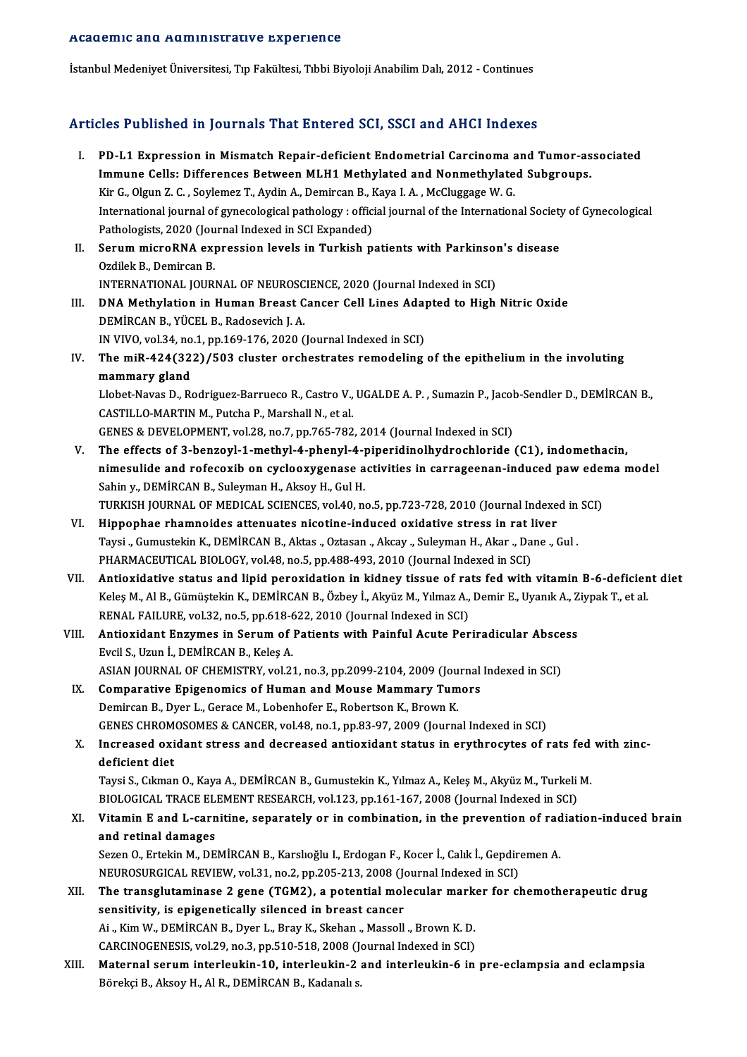## Academic and Administrative Experience

İstanbul Medeniyet Üniversitesi, Tıp Fakültesi, Tıbbi Biyoloji Anabilim Dalı, 2012 - Continues

## Articles Published in Journals That Entered SCI, SSCI and AHCI Indexes

I. **PD-L1 Expression in Mismatch Repair-deficient Endometrial Carcinoma and Tumor-associated Immune Cells: Differences Between MLH1 Methylated and Nonmethylated Subgroups.**
Kir G., Olgun Z. C. , Soylemez T., Aydin A., Demircan B., Kaya I. A. , McCluggage W. G.
International journal of gynecological pathology : official journal of the International Society of Gynecological Pathologists, 2020 (Journal Indexed in SCI Expanded)

II. **Serum microRNA expression levels in Turkish patients with Parkinson's disease**
Ozdilek B., Demircan B.
INTERNATIONAL JOURNAL OF NEUROSCIENCE, 2020 (Journal Indexed in SCI)

III. **DNA Methylation in Human Breast Cancer Cell Lines Adapted to High Nitric Oxide**
DEMİRCAN B., YÜCEL B., Radosevich J. A.
IN VIVO, vol.34, no.1, pp.169-176, 2020 (Journal Indexed in SCI)

IV. **The miR-424(322)/503 cluster orchestrates remodeling of the epithelium in the involuting mammary gland**
Llobet-Navas D., Rodriguez-Barrueco R., Castro V., UGALDE A. P. , Sumazin P., Jacob-Sendler D., DEMİRCAN B., CASTILLO-MARTIN M., Putcha P., Marshall N., et al.
GENES & DEVELOPMENT, vol.28, no.7, pp.765-782, 2014 (Journal Indexed in SCI)

V. **The effects of 3-benzoyl-1-methyl-4-phenyl-4-piperidinolhydrochloride (C1), indomethacin, nimesulide and rofecoxib on cyclooxygenase activities in carrageenan-induced paw edema model**
Sahin y., DEMİRCAN B., Suleyman H., Aksoy H., Gul H.
TURKISH JOURNAL OF MEDICAL SCIENCES, vol.40, no.5, pp.723-728, 2010 (Journal Indexed in SCI)

VI. **Hippophae rhamnoides attenuates nicotine-induced oxidative stress in rat liver**
Taysi ., Gumustekin K., DEMİRCAN B., Aktas ., Oztasan ., Akcay ., Suleyman H., Akar ., Dane ., Gul .
PHARMACEUTICAL BIOLOGY, vol.48, no.5, pp.488-493, 2010 (Journal Indexed in SCI)

VII. **Antioxidative status and lipid peroxidation in kidney tissue of rats fed with vitamin B-6-deficient diet**
Keleş M., Al B., Gümüştekin K., DEMİRCAN B., Özbey İ., Akyüz M., Yılmaz A., Demir E., Uyanık A., Ziypak T., et al.
RENAL FAILURE, vol.32, no.5, pp.618-622, 2010 (Journal Indexed in SCI)

VIII. **Antioxidant Enzymes in Serum of Patients with Painful Acute Periradicular Abscess**
Evcil S., Uzun İ., DEMİRCAN B., Keleş A.
ASIAN JOURNAL OF CHEMISTRY, vol.21, no.3, pp.2099-2104, 2009 (Journal Indexed in SCI)

IX. **Comparative Epigenomics of Human and Mouse Mammary Tumors**
Demircan B., Dyer L., Gerace M., Lobenhofer E., Robertson K., Brown K.
GENES CHROMOSOMES & CANCER, vol.48, no.1, pp.83-97, 2009 (Journal Indexed in SCI)

X. **Increased oxidant stress and decreased antioxidant status in erythrocytes of rats fed with zinc-deficient diet**
Taysi S., Cıkman O., Kaya A., DEMİRCAN B., Gumustekin K., Yılmaz A., Keleş M., Akyüz M., Turkeli M.
BIOLOGICAL TRACE ELEMENT RESEARCH, vol.123, pp.161-167, 2008 (Journal Indexed in SCI)

XI. **Vitamin E and L-carnitine, separately or in combination, in the prevention of radiation-induced brain and retinal damages**
Sezen O., Ertekin M., DEMİRCAN B., Karslıoğlu I., Erdogan F., Kocer İ., Calık İ., Gepdiremen A.
NEUROSURGICAL REVIEW, vol.31, no.2, pp.205-213, 2008 (Journal Indexed in SCI)

XII. **The transglutaminase 2 gene (TGM2), a potential molecular marker for chemotherapeutic drug sensitivity, is epigenetically silenced in breast cancer**
Ai ., Kim W., DEMİRCAN B., Dyer L., Bray K., Skehan ., Massoll ., Brown K. D.
CARCINOGENESIS, vol.29, no.3, pp.510-518, 2008 (Journal Indexed in SCI)

XIII. **Maternal serum interleukin-10, interleukin-2 and interleukin-6 in pre-eclampsia and eclampsia**
Börekçi B., Aksoy H., Al R., DEMİRCAN B., Kadanalı s.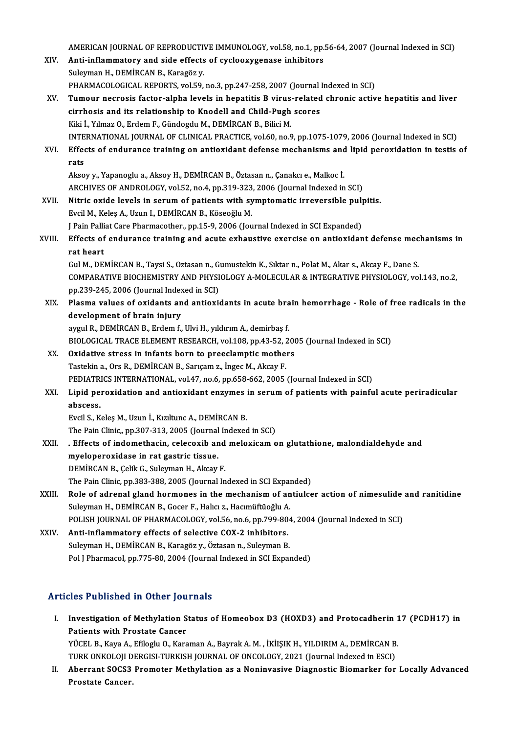AMERICAN JOURNAL OF REPRODUCTIVE IMMUNOLOGY, vol.58, no.1, pp.56-64, 2007 (Journal Indexed in SCI)

XIV. **Anti-inflammatory and side effects of cyclooxygenase inhibitors**
Suleyman H., DEMİRCAN B., Karagöz y.
PHARMACOLOGICAL REPORTS, vol.59, no.3, pp.247-258, 2007 (Journal Indexed in SCI)

XV. **Tumour necrosis factor-alpha levels in hepatitis B virus-related chronic active hepatitis and liver cirrhosis and its relationship to Knodell and Child-Pugh scores**
Kiki İ., Yılmaz O., Erdem F., Gündogdu M., DEMİRCAN B., Bilici M.
INTERNATIONAL JOURNAL OF CLINICAL PRACTICE, vol.60, no.9, pp.1075-1079, 2006 (Journal Indexed in SCI)

XVI. **Effects of endurance training on antioxidant defense mechanisms and lipid peroxidation in testis of rats**
Aksoy y., Yapanoglu a., Aksoy H., DEMİRCAN B., Öztasan n., Çanakcı e., Malkoc İ.
ARCHIVES OF ANDROLOGY, vol.52, no.4, pp.319-323, 2006 (Journal Indexed in SCI)

XVII. **Nitric oxide levels in serum of patients with symptomatic irreversible pulpitis.**
Evcil M., Keleş A., Uzun I., DEMİRCAN B., Köseoğlu M.
J Pain Palliat Care Pharmacother., pp.15-9, 2006 (Journal Indexed in SCI Expanded)

XVIII. **Effects of endurance training and acute exhaustive exercise on antioxidant defense mechanisms in rat heart**
Gul M., DEMİRCAN B., Taysi S., Oztasan n., Gumustekin K., Sıktar n., Polat M., Akar s., Akcay F., Dane S.
COMPARATIVE BIOCHEMISTRY AND PHYSIOLOGY A-MOLECULAR & INTEGRATIVE PHYSIOLOGY, vol.143, no.2, pp.239-245, 2006 (Journal Indexed in SCI)

XIX. **Plasma values of oxidants and antioxidants in acute brain hemorrhage - Role of free radicals in the development of brain injury**
aygul R., DEMİRCAN B., Erdem f., Ulvi H., yıldırım A., demirbaş f.
BIOLOGICAL TRACE ELEMENT RESEARCH, vol.108, pp.43-52, 2005 (Journal Indexed in SCI)

XX. **Oxidative stress in infants born to preeclamptic mothers**
Tastekin a., Ors R., DEMİRCAN B., Sarıçam z., İngec M., Akcay F.
PEDIATRICS INTERNATIONAL, vol.47, no.6, pp.658-662, 2005 (Journal Indexed in SCI)

XXI. **Lipid peroxidation and antioxidant enzymes in serum of patients with painful acute periradicular abscess.**
Evcil S., Keleş M., Uzun İ., Kızıltunc A., DEMİRCAN B.
The Pain Clinic,, pp.307-313, 2005 (Journal Indexed in SCI)

XXII. **. Effects of indomethacin, celecoxib and meloxicam on glutathione, malondialdehyde and myeloperoxidase in rat gastric tissue.**
DEMİRCAN B., Çelik G., Suleyman H., Akcay F.
The Pain Clinic, pp.383-388, 2005 (Journal Indexed in SCI Expanded)

XXIII. **Role of adrenal gland hormones in the mechanism of antiulcer action of nimesulide and ranitidine**
Suleyman H., DEMİRCAN B., Gocer F., Halıcı z., Hacımüftüoğlu A.
POLISH JOURNAL OF PHARMACOLOGY, vol.56, no.6, pp.799-804, 2004 (Journal Indexed in SCI)

XXIV. **Anti-inflammatory effects of selective COX-2 inhibitors.**
Suleyman H., DEMİRCAN B., Karagöz y., Öztasan n., Suleyman B.
Pol J Pharmacol, pp.775-80, 2004 (Journal Indexed in SCI Expanded)

## Articles Published in Other Journals

I. **Investigation of Methylation Status of Homeobox D3 (HOXD3) and Protocadherin 17 (PCDH17) in Patients with Prostate Cancer**
YÜCEL B., Kaya A., Efiloglu O., Karaman A., Bayrak A. M. , İKİIŞIK H., YILDIRIM A., DEMİRCAN B.
TURK ONKOLOJI DERGISI-TURKISH JOURNAL OF ONCOLOGY, 2021 (Journal Indexed in ESCI)

II. **Aberrant SOCS3 Promoter Methylation as a Noninvasive Diagnostic Biomarker for Locally Advanced Prostate Cancer.**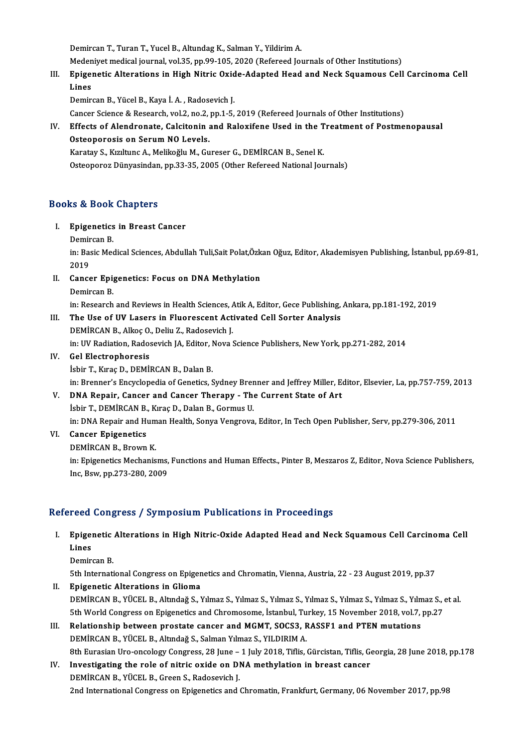Demircan T., Turan T., Yucel B., Altundag K., Salman Y., Yildirim A.
Medeniyet medical journal, vol.35, pp.99-105, 2020 (Refereed Journals of Other Institutions)

III. **Epigenetic Alterations in High Nitric Oxide-Adapted Head and Neck Squamous Cell Carcinoma Cell Lines**
Demircan B., Yücel B., Kaya İ. A. , Radosevich J.
Cancer Science & Research, vol.2, no.2, pp.1-5, 2019 (Refereed Journals of Other Institutions)

IV. **Effects of Alendronate, Calcitonin and Raloxifene Used in the Treatment of Postmenopausal Osteoporosis on Serum NO Levels.**
Karatay S., Kızıltunc A., Melikoğlu M., Gureser G., DEMİRCAN B., Senel K.
Osteoporoz Dünyasindan, pp.33-35, 2005 (Other Refereed National Journals)

## Books & Book Chapters

I. **Epigenetics in Breast Cancer**
Demircan B.
in: Basic Medical Sciences, Abdullah Tuli,Sait Polat,Özkan Oğuz, Editor, Akademisyen Publishing, İstanbul, pp.69-81, 2019

II. **Cancer Epigenetics: Focus on DNA Methylation**
Demircan B.
in: Research and Reviews in Health Sciences, Atik A, Editor, Gece Publishing, Ankara, pp.181-192, 2019

III. **The Use of UV Lasers in Fluorescent Activated Cell Sorter Analysis**
DEMİRCAN B., Alkoç O., Deliu Z., Radosevich J.
in: UV Radiation, Radosevich JA, Editor, Nova Science Publishers, New York, pp.271-282, 2014

IV. **Gel Electrophoresis**
İsbir T., Kıraç D., DEMİRCAN B., Dalan B.
in: Brenner's Encyclopedia of Genetics, Sydney Brenner and Jeffrey Miller, Editor, Elsevier, La, pp.757-759, 2013

V. **DNA Repair, Cancer and Cancer Therapy - The Current State of Art**
İsbir T., DEMİRCAN B., Kıraç D., Dalan B., Gormus U.
in: DNA Repair and Human Health, Sonya Vengrova, Editor, In Tech Open Publisher, Serv, pp.279-306, 2011

VI. **Cancer Epigenetics**
DEMİRCAN B., Brown K.
in: Epigenetics Mechanisms, Functions and Human Effects., Pinter B, Meszaros Z, Editor, Nova Science Publishers, Inc, Bsw, pp.273-280, 2009

## Refereed Congress / Symposium Publications in Proceedings

I. **Epigenetic Alterations in High Nitric-Oxide Adapted Head and Neck Squamous Cell Carcinoma Cell Lines**
Demircan B.
5th International Congress on Epigenetics and Chromatin, Vienna, Austria, 22 - 23 August 2019, pp.37

II. **Epigenetic Alterations in Glioma**
DEMİRCAN B., YÜCEL B., Altındağ S., Yılmaz S., Yılmaz S., Yılmaz S., Yılmaz S., Yılmaz S., Yılmaz S., Yılmaz S., et al.
5th World Congress on Epigenetics and Chromosome, İstanbul, Turkey, 15 November 2018, vol.7, pp.27

III. **Relationship between prostate cancer and MGMT, SOCS3, RASSF1 and PTEN mutations**
DEMİRCAN B., YÜCEL B., Altındağ S., Salman Yılmaz S., YILDIRIM A.
8th Eurasian Uro-oncology Congress, 28 June – 1 July 2018, Tiflis, Gürcistan, Tiflis, Georgia, 28 June 2018, pp.178

IV. **Investigating the role of nitric oxide on DNA methylation in breast cancer**
DEMİRCAN B., YÜCEL B., Green S., Radosevich J.
2nd International Congress on Epigenetics and Chromatin, Frankfurt, Germany, 06 November 2017, pp.98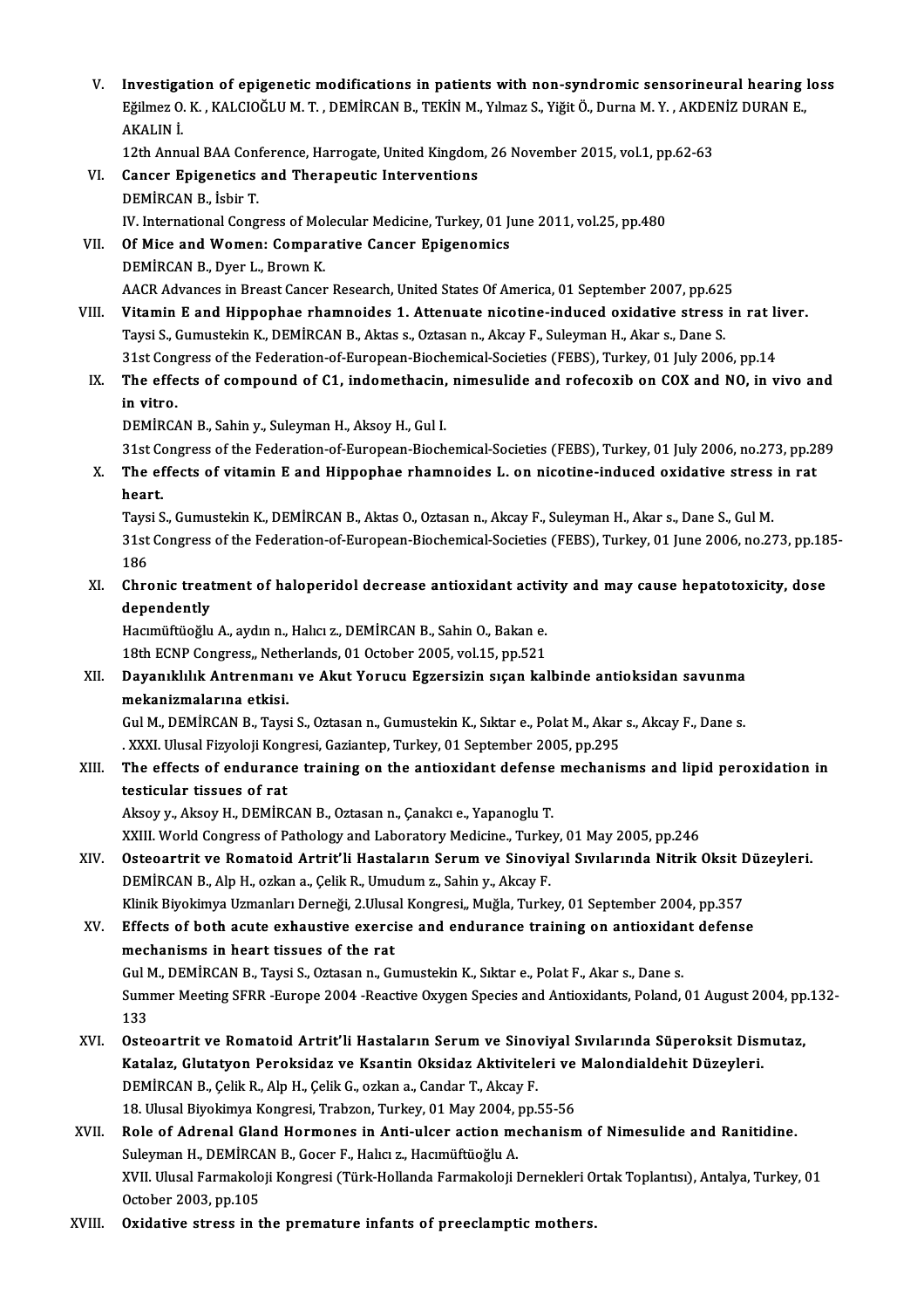V. **Investigation of epigenetic modifications in patients with non-syndromic sensorineural hearing loss**
Eğilmez O. K. , KALCIOĞLU M. T. , DEMİRCAN B., TEKİN M., Yılmaz S., Yiğit Ö., Durna M. Y. , AKDENİZ DURAN E., AKALIN İ.
12th Annual BAA Conference, Harrogate, United Kingdom, 26 November 2015, vol.1, pp.62-63

VI. **Cancer Epigenetics and Therapeutic Interventions**
DEMİRCAN B., İsbir T.
IV. International Congress of Molecular Medicine, Turkey, 01 June 2011, vol.25, pp.480

VII. **Of Mice and Women: Comparative Cancer Epigenomics**
DEMİRCAN B., Dyer L., Brown K.
AACR Advances in Breast Cancer Research, United States Of America, 01 September 2007, pp.625

VIII. **Vitamin E and Hippophae rhamnoides 1. Attenuate nicotine-induced oxidative stress in rat liver.**
Taysi S., Gumustekin K., DEMİRCAN B., Aktas s., Oztasan n., Akcay F., Suleyman H., Akar s., Dane S.
31st Congress of the Federation-of-European-Biochemical-Societies (FEBS), Turkey, 01 July 2006, pp.14

IX. **The effects of compound of C1, indomethacin, nimesulide and rofecoxib on COX and NO, in vivo and in vitro.**
DEMİRCAN B., Sahin y., Suleyman H., Aksoy H., Gul I.
31st Congress of the Federation-of-European-Biochemical-Societies (FEBS), Turkey, 01 July 2006, no.273, pp.289

X. **The effects of vitamin E and Hippophae rhamnoides L. on nicotine-induced oxidative stress in rat heart.**
Taysi S., Gumustekin K., DEMİRCAN B., Aktas O., Oztasan n., Akcay F., Suleyman H., Akar s., Dane S., Gul M.
31st Congress of the Federation-of-European-Biochemical-Societies (FEBS), Turkey, 01 June 2006, no.273, pp.185-186

XI. **Chronic treatment of haloperidol decrease antioxidant activity and may cause hepatotoxicity, dose dependently**
Hacımüftüoğlu A., aydın n., Halıcı z., DEMİRCAN B., Sahin O., Bakan e.
18th ECNP Congress,, Netherlands, 01 October 2005, vol.15, pp.521

XII. **Dayanıklılık Antrenmanı ve Akut Yorucu Egzersizin sıçan kalbinde antioksidan savunma mekanizmalarına etkisi.**
Gul M., DEMİRCAN B., Taysi S., Oztasan n., Gumustekin K., Sıktar e., Polat M., Akar s., Akcay F., Dane s.
. XXXI. Ulusal Fizyoloji Kongresi, Gaziantep, Turkey, 01 September 2005, pp.295

XIII. **The effects of endurance training on the antioxidant defense mechanisms and lipid peroxidation in testicular tissues of rat**
Aksoy y., Aksoy H., DEMİRCAN B., Oztasan n., Çanakcı e., Yapanoglu T.
XXIII. World Congress of Pathology and Laboratory Medicine., Turkey, 01 May 2005, pp.246

XIV. **Osteoartrit ve Romatoid Artrit'li Hastaların Serum ve Sinoviyal Sıvılarında Nitrik Oksit Düzeyleri.**
DEMİRCAN B., Alp H., ozkan a., Çelik R., Umudum z., Sahin y., Akcay F.
Klinik Biyokimya Uzmanları Derneği, 2.Ulusal Kongresi,, Muğla, Turkey, 01 September 2004, pp.357

XV. **Effects of both acute exhaustive exercise and endurance training on antioxidant defense mechanisms in heart tissues of the rat**
Gul M., DEMİRCAN B., Taysi S., Oztasan n., Gumustekin K., Sıktar e., Polat F., Akar s., Dane s.
Summer Meeting SFRR -Europe 2004 -Reactive Oxygen Species and Antioxidants, Poland, 01 August 2004, pp.132-133

XVI. **Osteoartrit ve Romatoid Artrit'li Hastaların Serum ve Sinoviyal Sıvılarında Süperoksit Dismutaz, Katalaz, Glutatyon Peroksidaz ve Ksantin Oksidaz Aktiviteleri ve Malondialdehit Düzeyleri.**
DEMİRCAN B., Çelik R., Alp H., Çelik G., ozkan a., Candar T., Akcay F.
18. Ulusal Biyokimya Kongresi, Trabzon, Turkey, 01 May 2004, pp.55-56

XVII. **Role of Adrenal Gland Hormones in Anti-ulcer action mechanism of Nimesulide and Ranitidine.**
Suleyman H., DEMİRCAN B., Gocer F., Halıcı z., Hacımüftüoğlu A.
XVII. Ulusal Farmakoloji Kongresi (Türk-Hollanda Farmakoloji Dernekleri Ortak Toplantısı), Antalya, Turkey, 01 October 2003, pp.105

XVIII. **Oxidative stress in the premature infants of preeclamptic mothers.**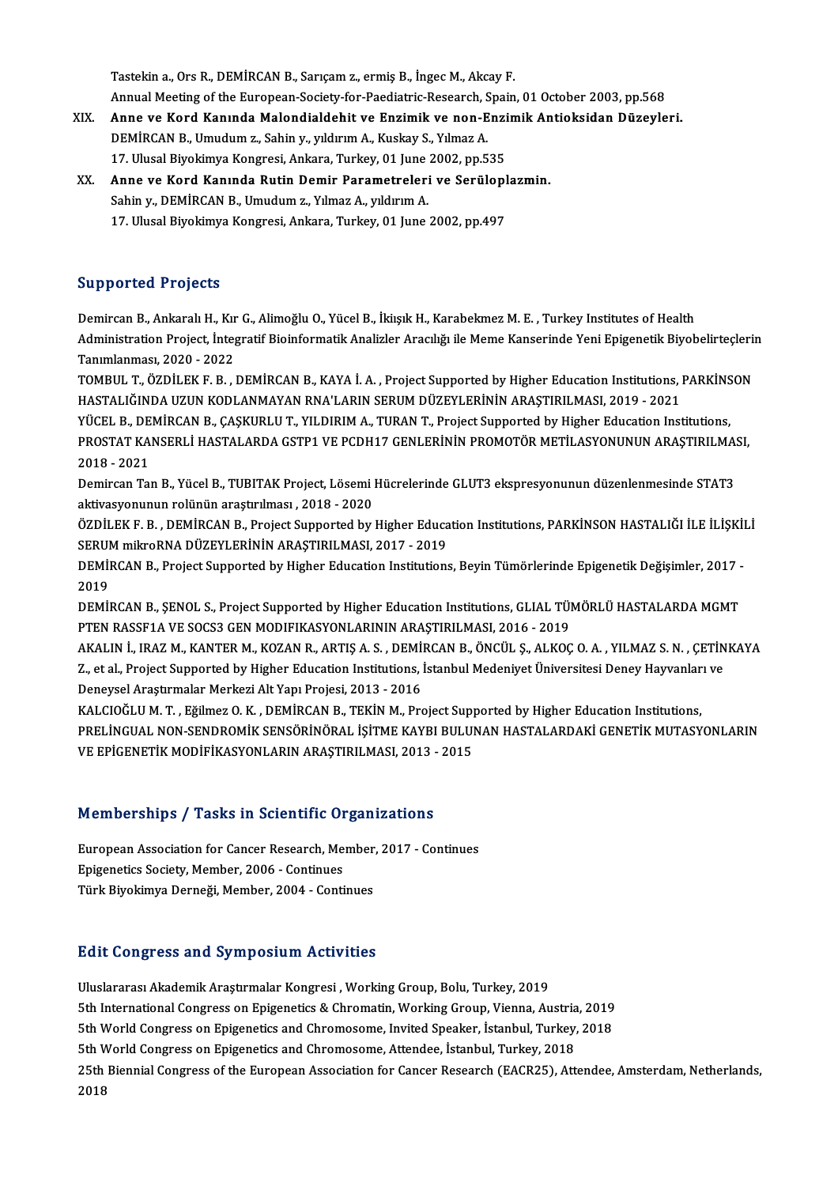Tastekin a., Ors R., DEMİRCAN B., Sarıçam z., ermiş B., İngec M., Akcay F.
Annual Meeting of the European-Society-for-Paediatric-Research, Spain, 01 October 2003, pp.568

XIX. **Anne ve Kord Kanında Malondialdehit ve Enzimik ve non-Enzimik Antioksidan Düzeyleri.**
DEMİRCAN B., Umudum z., Sahin y., yıldırım A., Kuskay S., Yılmaz A.
17. Ulusal Biyokimya Kongresi, Ankara, Turkey, 01 June 2002, pp.535

XX. **Anne ve Kord Kanında Rutin Demir Parametreleri ve Serüloplazmin.**
Sahin y., DEMİRCAN B., Umudum z., Yılmaz A., yıldırım A.
17. Ulusal Biyokimya Kongresi, Ankara, Turkey, 01 June 2002, pp.497

## Supported Projects

Demircan B., Ankaralı H., Kır G., Alimoğlu O., Yücel B., İkışık H., Karabekmez M. E. , Turkey Institutes of Health Administration Project, İntegratif Bioinformatik Analizler Aracılığı ile Meme Kanserinde Yeni Epigenetik Biyobelirteçlerin Tanımlanması, 2020 - 2022

TOMBUL T., ÖZDİLEK F. B. , DEMİRCAN B., KAYA İ. A. , Project Supported by Higher Education Institutions, PARKİNSON HASTALIĞINDA UZUN KODLANMAYAN RNA'LARIN SERUM DÜZEYLERİNİN ARAŞTIRILMASI, 2019 - 2021

YÜCEL B., DEMİRCAN B., ÇAŞKURLU T., YILDIRIM A., TURAN T., Project Supported by Higher Education Institutions, PROSTAT KANSERLİ HASTALARDA GSTP1 VE PCDH17 GENLERİNİN PROMOTÖR METİLASYONUNUN ARAŞTIRILMASI, 2018 - 2021

Demircan Tan B., Yücel B., TUBITAK Project, Lösemi Hücrelerinde GLUT3 ekspresyonunun düzenlenmesinde STAT3 aktivasyonunun rolünün araştırılması , 2018 - 2020

ÖZDİLEK F. B. , DEMİRCAN B., Project Supported by Higher Education Institutions, PARKİNSON HASTALIĞI İLE İLİŞKİLİ SERUM mikroRNA DÜZEYLERİNİN ARAŞTIRILMASI, 2017 - 2019

DEMİRCAN B., Project Supported by Higher Education Institutions, Beyin Tümörlerinde Epigenetik Değişimler, 2017 - 2019

DEMİRCAN B., ŞENOL S., Project Supported by Higher Education Institutions, GLIAL TÜMÖRLÜ HASTALARDA MGMT PTEN RASSF1A VE SOCS3 GEN MODIFIKASYONLARININ ARAŞTIRILMASI, 2016 - 2019

AKALIN İ., IRAZ M., KANTER M., KOZAN R., ARTIŞ A. S. , DEMİRCAN B., ÖNCÜL Ş., ALKOÇ O. A. , YILMAZ S. N. , ÇETİNKAYA Z., et al., Project Supported by Higher Education Institutions, İstanbul Medeniyet Üniversitesi Deney Hayvanları ve Deneysel Araştırmalar Merkezi Alt Yapı Projesi, 2013 - 2016

KALCIOĞLU M. T. , Eğilmez O. K. , DEMİRCAN B., TEKİN M., Project Supported by Higher Education Institutions, PRELİNGUAL NON-SENDROMİK SENSÖRİNÖRAL İŞİTME KAYBI BULUNAN HASTALARDAKİ GENETİK MUTASYONLARIN VE EPİGENETİK MODİFİKASYONLARIN ARAŞTIRILMASI, 2013 - 2015

## Memberships / Tasks in Scientific Organizations

European Association for Cancer Research, Member, 2017 - Continues
Epigenetics Society, Member, 2006 - Continues
Türk Biyokimya Derneği, Member, 2004 - Continues

## Edit Congress and Symposium Activities

Uluslararası Akademik Araştırmalar Kongresi , Working Group, Bolu, Turkey, 2019
5th International Congress on Epigenetics & Chromatin, Working Group, Vienna, Austria, 2019
5th World Congress on Epigenetics and Chromosome, Invited Speaker, İstanbul, Turkey, 2018
5th World Congress on Epigenetics and Chromosome, Attendee, İstanbul, Turkey, 2018
25th Biennial Congress of the European Association for Cancer Research (EACR25), Attendee, Amsterdam, Netherlands, 2018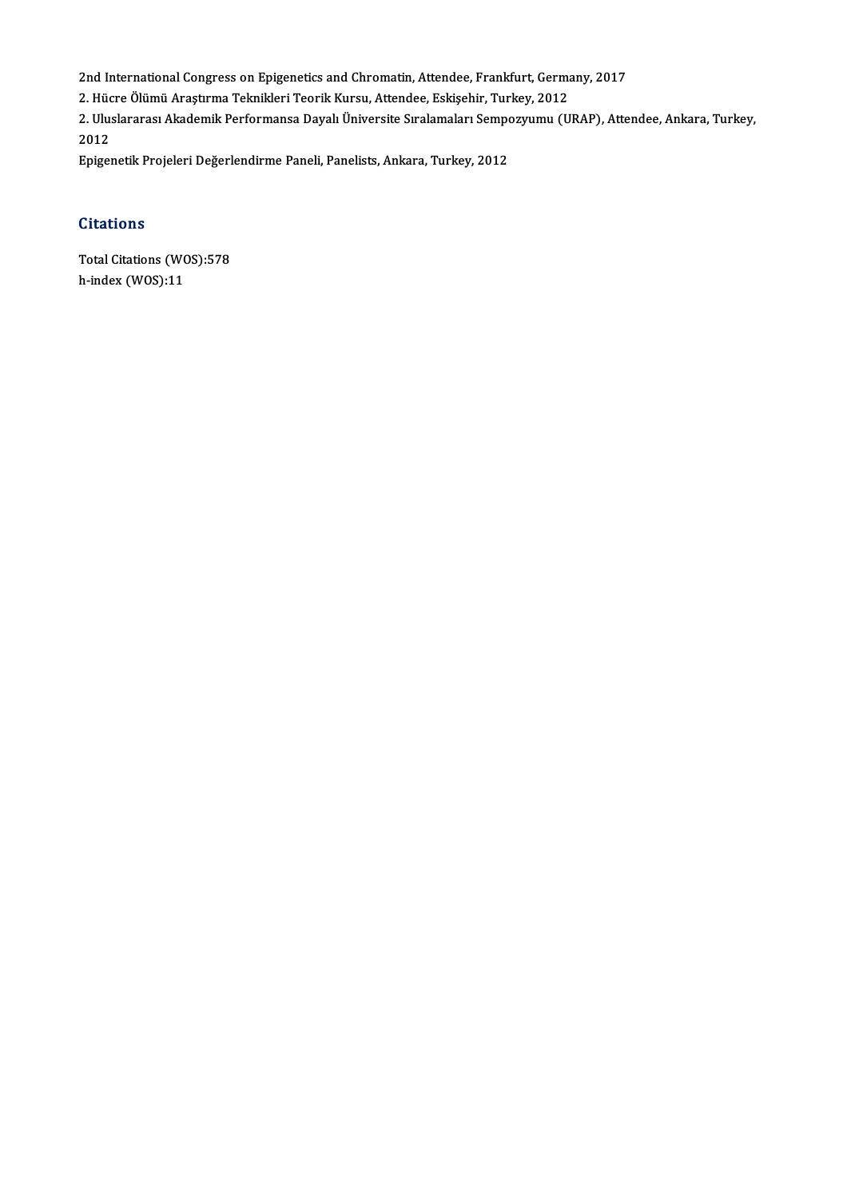2nd International Congress on Epigenetics and Chromatin, Attendee, Frankfurt, Germany, 2017

2. Hücre Ölümü Araştırma Teknikleri Teorik Kursu, Attendee, Eskişehir, Turkey, 2012

2. Uluslararası Akademik Performansa Dayalı Üniversite Sıralamaları Sempozyumu (URAP), Attendee, Ankara, Turkey, 2012

Epigenetik Projeleri Değerlendirme Paneli, Panelists, Ankara, Turkey, 2012

## Citations

Total Citations (WOS):578

h-index (WOS):11